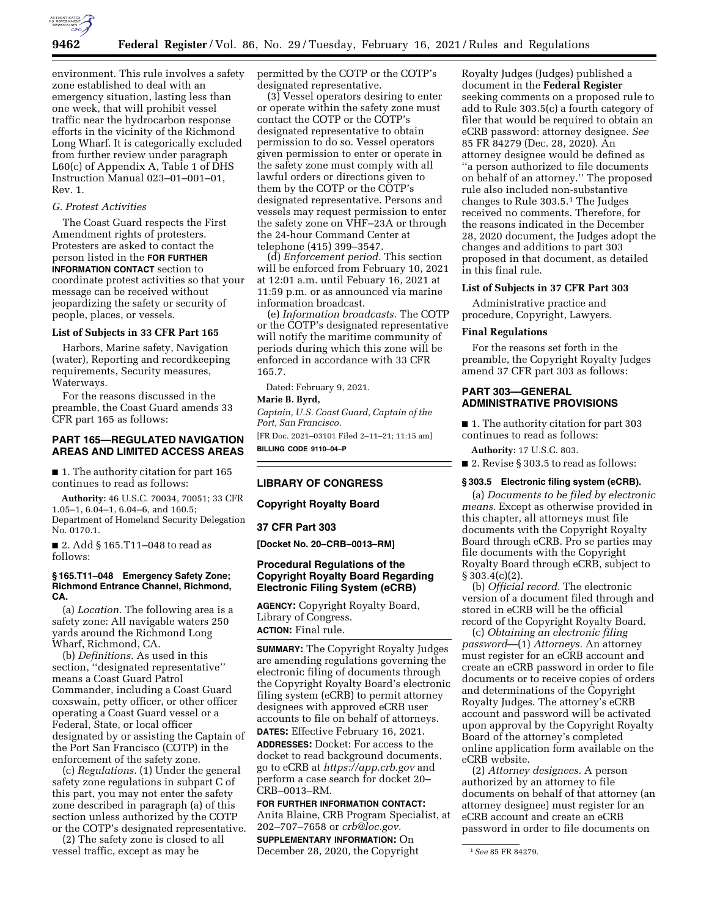environment. This rule involves a safety zone established to deal with an emergency situation, lasting less than one week, that will prohibit vessel traffic near the hydrocarbon response efforts in the vicinity of the Richmond Long Wharf. It is categorically excluded from further review under paragraph L60(c) of Appendix A, Table 1 of DHS Instruction Manual 023–01–001–01, Rev. 1.

*G. Protest Activities*

The Coast Guard respects the First Amendment rights of protesters. Protesters are asked to contact the person listed in the **FOR FURTHER INFORMATION CONTACT** section to coordinate protest activities so that your message can be received without jeopardizing the safety or security of people, places, or vessels.

**List of Subjects in 33 CFR Part 165**

Harbors, Marine safety, Navigation (water), Reporting and recordkeeping requirements, Security measures, Waterways.

For the reasons discussed in the preamble, the Coast Guard amends 33 CFR part 165 as follows:

## PART 165—REGULATED NAVIGATION AREAS AND LIMITED ACCESS AREAS

■ 1. The authority citation for part 165 continues to read as follows:

**Authority:** 46 U.S.C. 70034, 70051; 33 CFR 1.05–1, 6.04–1, 6.04–6, and 160.5; Department of Homeland Security Delegation No. 0170.1.

■ 2. Add § 165.T11–048 to read as follows:

**§ 165.T11–048 Emergency Safety Zone; Richmond Entrance Channel, Richmond, CA.**

(a) *Location.* The following area is a safety zone: All navigable waters 250 yards around the Richmond Long Wharf, Richmond, CA.

(b) *Definitions.* As used in this section, ''designated representative'' means a Coast Guard Patrol Commander, including a Coast Guard coxswain, petty officer, or other officer operating a Coast Guard vessel or a Federal, State, or local officer designated by or assisting the Captain of the Port San Francisco (COTP) in the enforcement of the safety zone.

(c) *Regulations.* (1) Under the general safety zone regulations in subpart C of this part, you may not enter the safety zone described in paragraph (a) of this section unless authorized by the COTP or the COTP's designated representative.

(2) The safety zone is closed to all vessel traffic, except as may be permitted by the COTP or the COTP's designated representative.

(3) Vessel operators desiring to enter or operate within the safety zone must contact the COTP or the COTP's designated representative to obtain permission to do so. Vessel operators given permission to enter or operate in the safety zone must comply with all lawful orders or directions given to them by the COTP or the COTP's designated representative. Persons and vessels may request permission to enter the safety zone on VHF–23A or through the 24-hour Command Center at telephone (415) 399–3547.

(d) *Enforcement period.* This section will be enforced from February 10, 2021 at 12:01 a.m. until Febuary 16, 2021 at 11:59 p.m. or as announced via marine information broadcast.

(e) *Information broadcasts.* The COTP or the COTP's designated representative will notify the maritime community of periods during which this zone will be enforced in accordance with 33 CFR 165.7.

Dated: February 9, 2021.

**Marie B. Byrd,**

*Captain, U.S. Coast Guard, Captain of the Port, San Francisco.*

[FR Doc. 2021–03101 Filed 2–11–21; 11:15 am]

**BILLING CODE 9110–04–P**

## LIBRARY OF CONGRESS

### Copyright Royalty Board

### 37 CFR Part 303

**[Docket No. 20–CRB–0013–RM]**

### Procedural Regulations of the Copyright Royalty Board Regarding Electronic Filing System (eCRB)

**AGENCY:** Copyright Royalty Board, Library of Congress.

**ACTION:** Final rule.

**SUMMARY:** The Copyright Royalty Judges are amending regulations governing the electronic filing of documents through the Copyright Royalty Board's electronic filing system (eCRB) to permit attorney designees with approved eCRB user accounts to file on behalf of attorneys.

**DATES:** Effective February 16, 2021.

**ADDRESSES:** Docket: For access to the docket to read background documents, go to eCRB at *https://app.crb.gov* and perform a case search for docket 20–CRB–0013–RM.

**FOR FURTHER INFORMATION CONTACT:** Anita Blaine, CRB Program Specialist, at 202–707–7658 or *crb@loc.gov.*

**SUPPLEMENTARY INFORMATION:** On December 28, 2020, the Copyright Royalty Judges (Judges) published a document in the **Federal Register** seeking comments on a proposed rule to add to Rule 303.5(c) a fourth category of filer that would be required to obtain an eCRB password: attorney designee. *See* 85 FR 84279 (Dec. 28, 2020). An attorney designee would be defined as ''a person authorized to file documents on behalf of an attorney.'' The proposed rule also included non-substantive changes to Rule 303.5.[1] The Judges received no comments. Therefore, for the reasons indicated in the December 28, 2020 document, the Judges adopt the changes and additions to part 303 proposed in that document, as detailed in this final rule.

**List of Subjects in 37 CFR Part 303**

Administrative practice and procedure, Copyright, Lawyers.

**Final Regulations**

For the reasons set forth in the preamble, the Copyright Royalty Judges amend 37 CFR part 303 as follows:

## PART 303—GENERAL ADMINISTRATIVE PROVISIONS

■ 1. The authority citation for part 303 continues to read as follows:

**Authority:** 17 U.S.C. 803.

■ 2. Revise § 303.5 to read as follows:

**§ 303.5 Electronic filing system (eCRB).**

(a) *Documents to be filed by electronic means.* Except as otherwise provided in this chapter, all attorneys must file documents with the Copyright Royalty Board through eCRB. Pro se parties may file documents with the Copyright Royalty Board through eCRB, subject to § 303.4(c)(2).

(b) *Official record.* The electronic version of a document filed through and stored in eCRB will be the official record of the Copyright Royalty Board.

(c) *Obtaining an electronic filing password*—(1) *Attorneys.* An attorney must register for an eCRB account and create an eCRB password in order to file documents or to receive copies of orders and determinations of the Copyright Royalty Judges. The attorney's eCRB account and password will be activated upon approval by the Copyright Royalty Board of the attorney's completed online application form available on the eCRB website.

(2) *Attorney designees.* A person authorized by an attorney to file documents on behalf of that attorney (an attorney designee) must register for an eCRB account and create an eCRB password in order to file documents on

[1] *See* 85 FR 84279.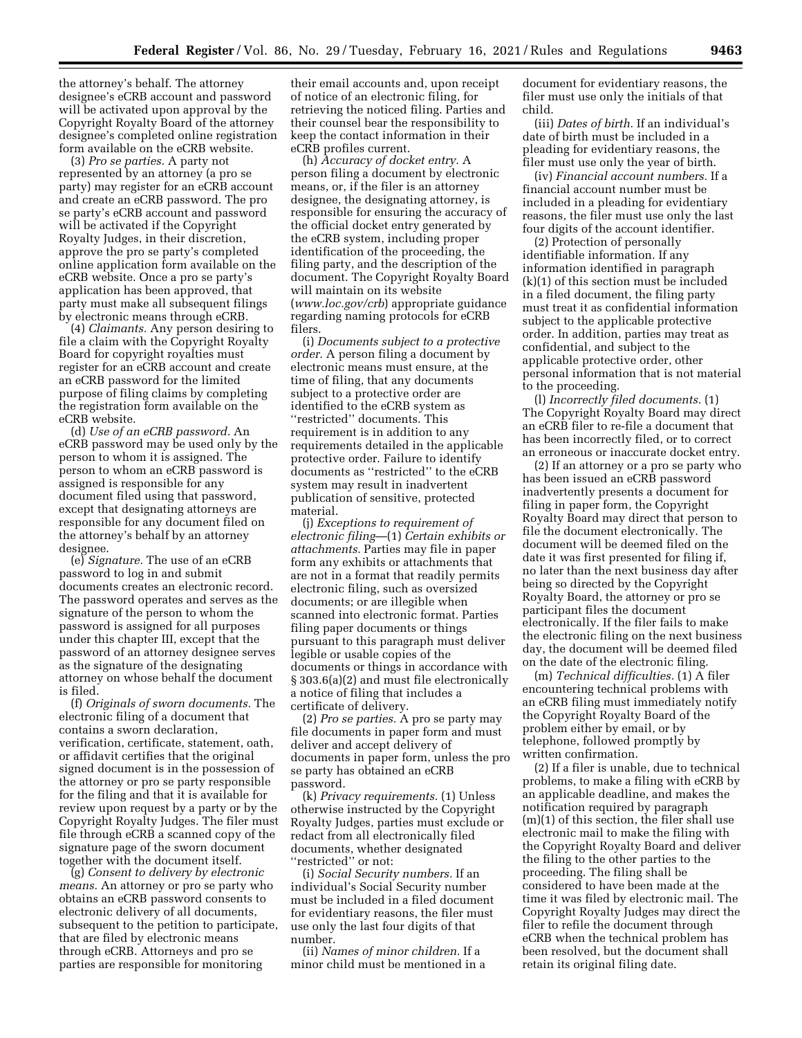the attorney's behalf. The attorney designee's eCRB account and password will be activated upon approval by the Copyright Royalty Board of the attorney designee's completed online registration form available on the eCRB website.

(3) *Pro se parties.* A party not represented by an attorney (a pro se party) may register for an eCRB account and create an eCRB password. The pro se party's eCRB account and password will be activated if the Copyright Royalty Judges, in their discretion, approve the pro se party's completed online application form available on the eCRB website. Once a pro se party's application has been approved, that party must make all subsequent filings by electronic means through eCRB.

(4) *Claimants.* Any person desiring to file a claim with the Copyright Royalty Board for copyright royalties must register for an eCRB account and create an eCRB password for the limited purpose of filing claims by completing the registration form available on the eCRB website.

(d) *Use of an eCRB password.* An eCRB password may be used only by the person to whom it is assigned. The person to whom an eCRB password is assigned is responsible for any document filed using that password, except that designating attorneys are responsible for any document filed on the attorney's behalf by an attorney designee.

(e) *Signature.* The use of an eCRB password to log in and submit documents creates an electronic record. The password operates and serves as the signature of the person to whom the password is assigned for all purposes under this chapter III, except that the password of an attorney designee serves as the signature of the designating attorney on whose behalf the document is filed.

(f) *Originals of sworn documents.* The electronic filing of a document that contains a sworn declaration, verification, certificate, statement, oath, or affidavit certifies that the original signed document is in the possession of the attorney or pro se party responsible for the filing and that it is available for review upon request by a party or by the Copyright Royalty Judges. The filer must file through eCRB a scanned copy of the signature page of the sworn document together with the document itself.

(g) *Consent to delivery by electronic means.* An attorney or pro se party who obtains an eCRB password consents to electronic delivery of all documents, subsequent to the petition to participate, that are filed by electronic means through eCRB. Attorneys and pro se parties are responsible for monitoring their email accounts and, upon receipt of notice of an electronic filing, for retrieving the noticed filing. Parties and their counsel bear the responsibility to keep the contact information in their eCRB profiles current.

(h) *Accuracy of docket entry.* A person filing a document by electronic means, or, if the filer is an attorney designee, the designating attorney, is responsible for ensuring the accuracy of the official docket entry generated by the eCRB system, including proper identification of the proceeding, the filing party, and the description of the document. The Copyright Royalty Board will maintain on its website (*www.loc.gov/crb*) appropriate guidance regarding naming protocols for eCRB filers.

(i) *Documents subject to a protective order.* A person filing a document by electronic means must ensure, at the time of filing, that any documents subject to a protective order are identified to the eCRB system as ''restricted'' documents. This requirement is in addition to any requirements detailed in the applicable protective order. Failure to identify documents as ''restricted'' to the eCRB system may result in inadvertent publication of sensitive, protected material.

(j) *Exceptions to requirement of electronic filing*—(1) *Certain exhibits or attachments.* Parties may file in paper form any exhibits or attachments that are not in a format that readily permits electronic filing, such as oversized documents; or are illegible when scanned into electronic format. Parties filing paper documents or things pursuant to this paragraph must deliver legible or usable copies of the documents or things in accordance with § 303.6(a)(2) and must file electronically a notice of filing that includes a certificate of delivery.

(2) *Pro se parties.* A pro se party may file documents in paper form and must deliver and accept delivery of documents in paper form, unless the pro se party has obtained an eCRB password.

(k) *Privacy requirements.* (1) Unless otherwise instructed by the Copyright Royalty Judges, parties must exclude or redact from all electronically filed documents, whether designated ''restricted'' or not:

(i) *Social Security numbers.* If an individual's Social Security number must be included in a filed document for evidentiary reasons, the filer must use only the last four digits of that number.

(ii) *Names of minor children.* If a minor child must be mentioned in a document for evidentiary reasons, the filer must use only the initials of that child.

(iii) *Dates of birth.* If an individual's date of birth must be included in a pleading for evidentiary reasons, the filer must use only the year of birth.

(iv) *Financial account numbers.* If a financial account number must be included in a pleading for evidentiary reasons, the filer must use only the last four digits of the account identifier.

(2) Protection of personally identifiable information. If any information identified in paragraph (k)(1) of this section must be included in a filed document, the filing party must treat it as confidential information subject to the applicable protective order. In addition, parties may treat as confidential, and subject to the applicable protective order, other personal information that is not material to the proceeding.

(l) *Incorrectly filed documents.* (1) The Copyright Royalty Board may direct an eCRB filer to re-file a document that has been incorrectly filed, or to correct an erroneous or inaccurate docket entry.

(2) If an attorney or a pro se party who has been issued an eCRB password inadvertently presents a document for filing in paper form, the Copyright Royalty Board may direct that person to file the document electronically. The document will be deemed filed on the date it was first presented for filing if, no later than the next business day after being so directed by the Copyright Royalty Board, the attorney or pro se participant files the document electronically. If the filer fails to make the electronic filing on the next business day, the document will be deemed filed on the date of the electronic filing.

(m) *Technical difficulties.* (1) A filer encountering technical problems with an eCRB filing must immediately notify the Copyright Royalty Board of the problem either by email, or by telephone, followed promptly by written confirmation.

(2) If a filer is unable, due to technical problems, to make a filing with eCRB by an applicable deadline, and makes the notification required by paragraph (m)(1) of this section, the filer shall use electronic mail to make the filing with the Copyright Royalty Board and deliver the filing to the other parties to the proceeding. The filing shall be considered to have been made at the time it was filed by electronic mail. The Copyright Royalty Judges may direct the filer to refile the document through eCRB when the technical problem has been resolved, but the document shall retain its original filing date.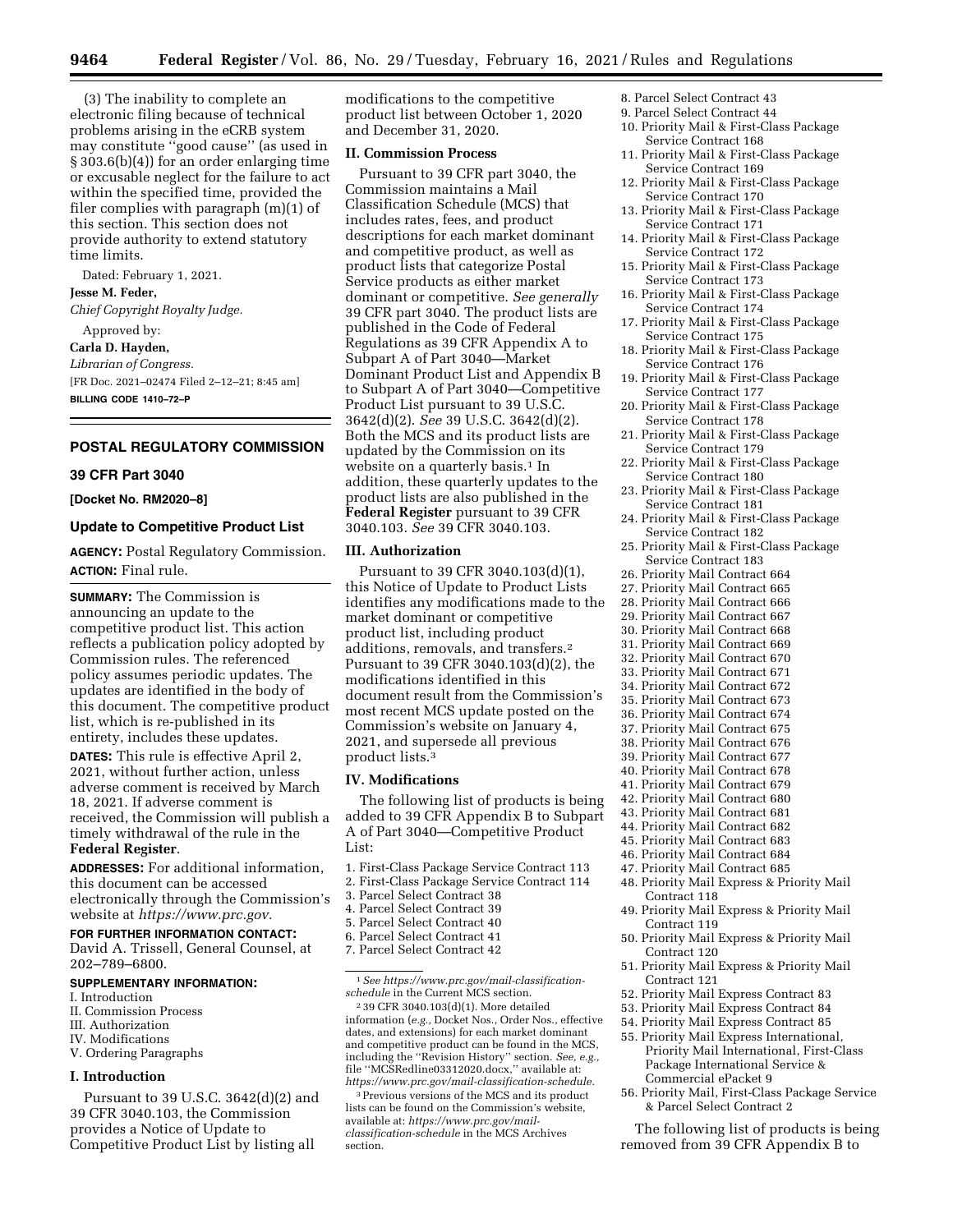(3) The inability to complete an electronic filing because of technical problems arising in the eCRB system may constitute "good cause" (as used in § 303.6(b)(4)) for an order enlarging time or excusable neglect for the failure to act within the specified time, provided the filer complies with paragraph (m)(1) of this section. This section does not provide authority to extend statutory time limits.

Dated: February 1, 2021.

**Jesse M. Feder,**

*Chief Copyright Royalty Judge.*

Approved by:

**Carla D. Hayden,**

*Librarian of Congress.*

[FR Doc. 2021–02474 Filed 2–12–21; 8:45 am]

**BILLING CODE 1410–72–P**

---

## POSTAL REGULATORY COMMISSION

### 39 CFR Part 3040

**[Docket No. RM2020–8]**

### Update to Competitive Product List

**AGENCY:** Postal Regulatory Commission.

**ACTION:** Final rule.

**SUMMARY:** The Commission is announcing an update to the competitive product list. This action reflects a publication policy adopted by Commission rules. The referenced policy assumes periodic updates. The updates are identified in the body of this document. The competitive product list, which is re-published in its entirety, includes these updates.

**DATES:** This rule is effective April 2, 2021, without further action, unless adverse comment is received by March 18, 2021. If adverse comment is received, the Commission will publish a timely withdrawal of the rule in the **Federal Register**.

**ADDRESSES:** For additional information, this document can be accessed electronically through the Commission's website at *https://www.prc.gov.*

**FOR FURTHER INFORMATION CONTACT:** David A. Trissell, General Counsel, at 202–789–6800.

**SUPPLEMENTARY INFORMATION:**

I. Introduction
II. Commission Process
III. Authorization
IV. Modifications
V. Ordering Paragraphs

#### I. Introduction

Pursuant to 39 U.S.C. 3642(d)(2) and 39 CFR 3040.103, the Commission provides a Notice of Update to Competitive Product List by listing all modifications to the competitive product list between October 1, 2020 and December 31, 2020.

#### II. Commission Process

Pursuant to 39 CFR part 3040, the Commission maintains a Mail Classification Schedule (MCS) that includes rates, fees, and product descriptions for each market dominant and competitive product, as well as product lists that categorize Postal Service products as either market dominant or competitive. *See generally* 39 CFR part 3040. The product lists are published in the Code of Federal Regulations as 39 CFR Appendix A to Subpart A of Part 3040—Market Dominant Product List and Appendix B to Subpart A of Part 3040—Competitive Product List pursuant to 39 U.S.C. 3642(d)(2). *See* 39 U.S.C. 3642(d)(2). Both the MCS and its product lists are updated by the Commission on its website on a quarterly basis.[1] In addition, these quarterly updates to the product lists are also published in the **Federal Register** pursuant to 39 CFR 3040.103. *See* 39 CFR 3040.103.

#### III. Authorization

Pursuant to 39 CFR 3040.103(d)(1), this Notice of Update to Product Lists identifies any modifications made to the market dominant or competitive product list, including product additions, removals, and transfers.[2] Pursuant to 39 CFR 3040.103(d)(2), the modifications identified in this document result from the Commission's most recent MCS update posted on the Commission's website on January 4, 2021, and supersede all previous product lists.[3]

#### IV. Modifications

The following list of products is being added to 39 CFR Appendix B to Subpart A of Part 3040—Competitive Product List:

1. First-Class Package Service Contract 113
2. First-Class Package Service Contract 114
3. Parcel Select Contract 38
4. Parcel Select Contract 39
5. Parcel Select Contract 40
6. Parcel Select Contract 41
7. Parcel Select Contract 42
8. Parcel Select Contract 43
9. Parcel Select Contract 44
10. Priority Mail & First-Class Package Service Contract 168
11. Priority Mail & First-Class Package Service Contract 169
12. Priority Mail & First-Class Package Service Contract 170
13. Priority Mail & First-Class Package Service Contract 171
14. Priority Mail & First-Class Package Service Contract 172
15. Priority Mail & First-Class Package Service Contract 173
16. Priority Mail & First-Class Package Service Contract 174
17. Priority Mail & First-Class Package Service Contract 175
18. Priority Mail & First-Class Package Service Contract 176
19. Priority Mail & First-Class Package Service Contract 177
20. Priority Mail & First-Class Package Service Contract 178
21. Priority Mail & First-Class Package Service Contract 179
22. Priority Mail & First-Class Package Service Contract 180
23. Priority Mail & First-Class Package Service Contract 181
24. Priority Mail & First-Class Package Service Contract 182
25. Priority Mail & First-Class Package Service Contract 183
26. Priority Mail Contract 664
27. Priority Mail Contract 665
28. Priority Mail Contract 666
29. Priority Mail Contract 667
30. Priority Mail Contract 668
31. Priority Mail Contract 669
32. Priority Mail Contract 670
33. Priority Mail Contract 671
34. Priority Mail Contract 672
35. Priority Mail Contract 673
36. Priority Mail Contract 674
37. Priority Mail Contract 675
38. Priority Mail Contract 676
39. Priority Mail Contract 677
40. Priority Mail Contract 678
41. Priority Mail Contract 679
42. Priority Mail Contract 680
43. Priority Mail Contract 681
44. Priority Mail Contract 682
45. Priority Mail Contract 683
46. Priority Mail Contract 684
47. Priority Mail Contract 685
48. Priority Mail Express & Priority Mail Contract 118
49. Priority Mail Express & Priority Mail Contract 119
50. Priority Mail Express & Priority Mail Contract 120
51. Priority Mail Express & Priority Mail Contract 121
52. Priority Mail Express Contract 83
53. Priority Mail Express Contract 84
54. Priority Mail Express Contract 85
55. Priority Mail Express International, Priority Mail International, First-Class Package International Service & Commercial ePacket 9
56. Priority Mail, First-Class Package Service & Parcel Select Contract 2

The following list of products is being removed from 39 CFR Appendix B to

---

[1] *See https://www.prc.gov/mail-classification-schedule* in the Current MCS section.

[2] 39 CFR 3040.103(d)(1). More detailed information (*e.g.,* Docket Nos., Order Nos., effective dates, and extensions) for each market dominant and competitive product can be found in the MCS, including the "Revision History" section. *See, e.g.,* file "MCSRedline03312020.docx," available at: *https://www.prc.gov/mail-classification-schedule.*

[3] Previous versions of the MCS and its product lists can be found on the Commission's website, available at: *https://www.prc.gov/mail-classification-schedule* in the MCS Archives section.